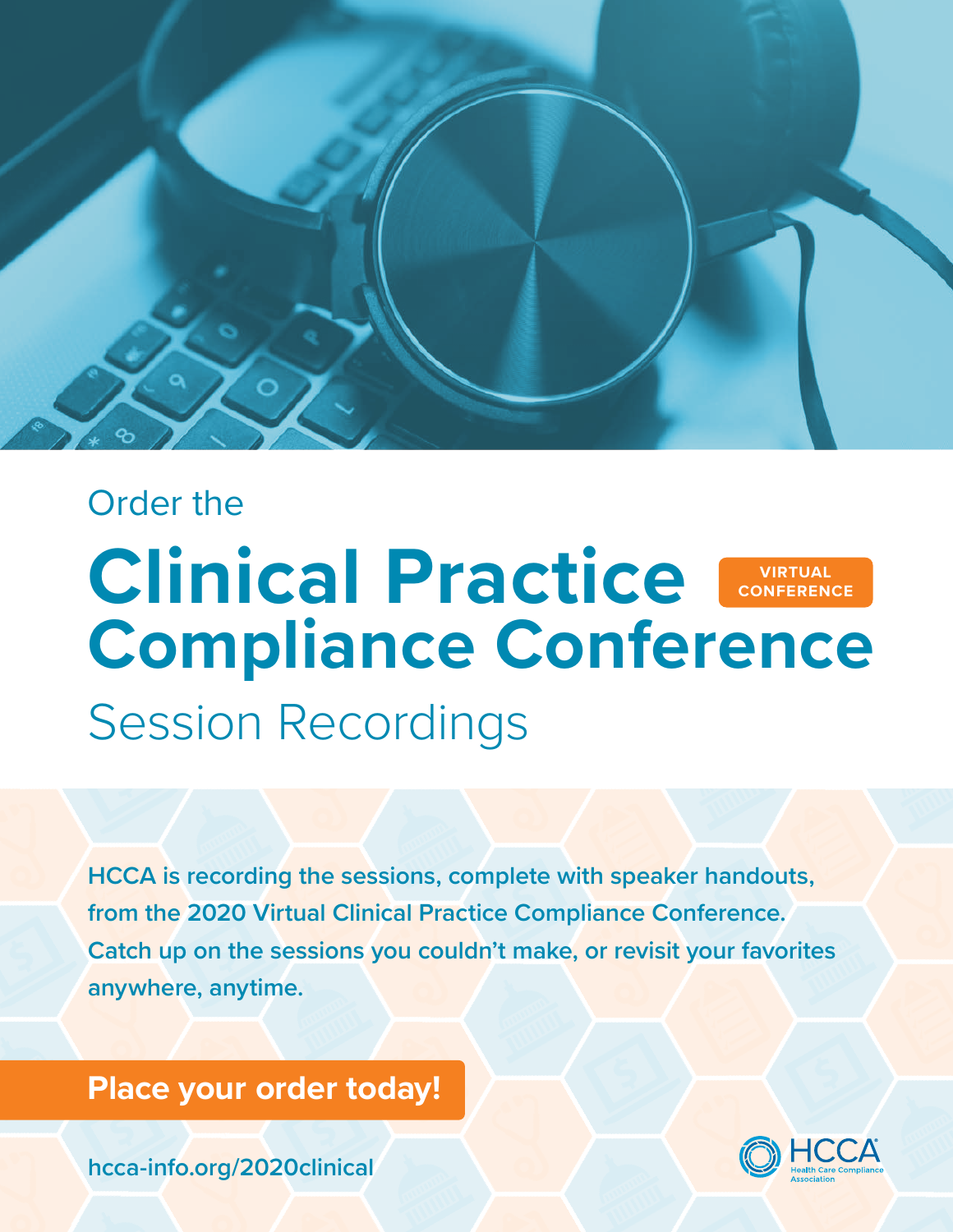Order the

# Clinical Practice Compliance Conference

VIRTUAL CONFERENCE

## Session Recordings

**HCCA is recording the sessions, complete with speaker handouts, from the 2020 Virtual Clinical Practice Compliance Conference. Catch up on the sessions you couldn't make, or revisit your favorites anywhere, anytime.**

**Place your order today!**

**hcca-info.org/2020clinical**

HCCA
Health Care Compliance Association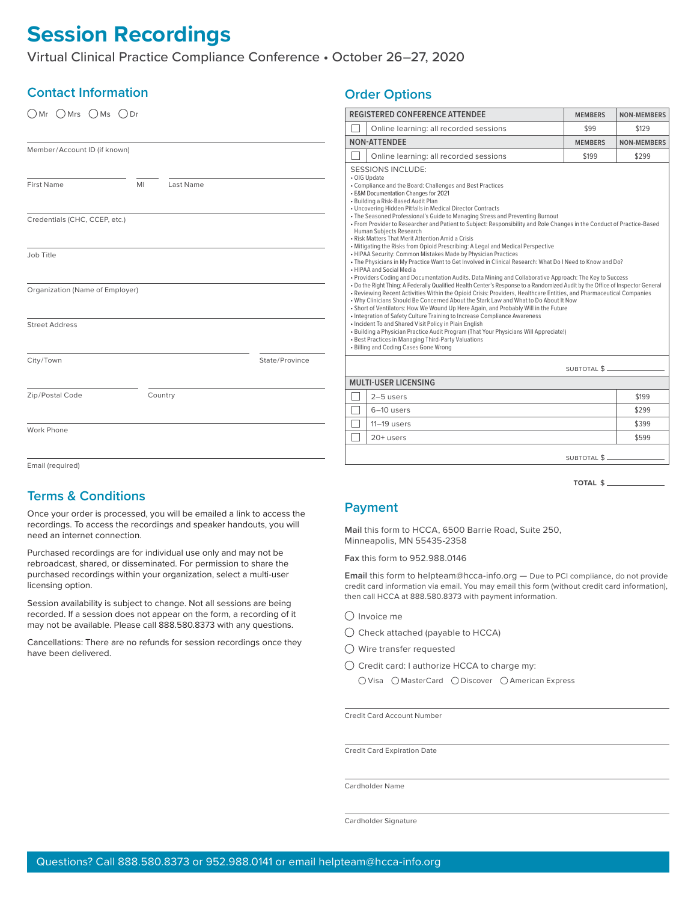# Session Recordings

Virtual Clinical Practice Compliance Conference • October 26–27, 2020

## Contact Information

◯ Mr ◯ Mrs ◯ Ms ◯ Dr

Member/Account ID (if known)

First Name

MI

Last Name

Credentials (CHC, CCEP, etc.)

Job Title

Organization (Name of Employer)

Street Address

City/Town

State/Province

Zip/Postal Code

Country

Work Phone

Email (required)

## Terms & Conditions

Once your order is processed, you will be emailed a link to access the recordings. To access the recordings and speaker handouts, you will need an internet connection.

Purchased recordings are for individual use only and may not be rebroadcast, shared, or disseminated. For permission to share the purchased recordings within your organization, select a multi-user licensing option.

Session availability is subject to change. Not all sessions are being recorded. If a session does not appear on the form, a recording of it may not be available. Please call 888.580.8373 with any questions.

Cancellations: There are no refunds for session recordings once they have been delivered.

## Order Options

| REGISTERED CONFERENCE ATTENDEE | MEMBERS | NON-MEMBERS |
|---|---|---|
| ☐ Online learning: all recorded sessions | $99 | $129 |
| **NON-ATTENDEE** | **MEMBERS** | **NON-MEMBERS** |
| ☐ Online learning: all recorded sessions | $199 | $299 |

SESSIONS INCLUDE:

- OIG Update
- Compliance and the Board: Challenges and Best Practices
- E&M Documentation Changes for 2021
- Building a Risk-Based Audit Plan
- Uncovering Hidden Pitfalls in Medical Director Contracts
- The Seasoned Professional's Guide to Managing Stress and Preventing Burnout
- From Provider to Researcher and Patient to Subject: Responsibility and Role Changes in the Conduct of Practice-Based Human Subjects Research
- Risk Matters That Merit Attention Amid a Crisis
- Mitigating the Risks from Opioid Prescribing: A Legal and Medical Perspective
- HIPAA Security: Common Mistakes Made by Physician Practices
- The Physicians in My Practice Want to Get Involved in Clinical Research: What Do I Need to Know and Do?
- HIPAA and Social Media
- Providers Coding and Documentation Audits. Data Mining and Collaborative Approach: The Key to Success
- Do the Right Thing: A Federally Qualified Health Center's Response to a Randomized Audit by the Office of Inspector General
- Reviewing Recent Activities Within the Opioid Crisis: Providers, Healthcare Entities, and Pharmaceutical Companies
- Why Clinicians Should Be Concerned About the Stark Law and What to Do About It Now
- Short of Ventilators: How We Wound Up Here Again, and Probably Will in the Future
- Integration of Safety Culture Training to Increase Compliance Awareness
- Incident To and Shared Visit Policy in Plain English
- Building a Physician Practice Audit Program (That Your Physicians Will Appreciate!)
- Best Practices in Managing Third-Party Valuations
- Billing and Coding Cases Gone Wrong

SUBTOTAL $ ____________

| MULTI-USER LICENSING | |
|---|---|
| ☐ 2–5 users | $199 |
| ☐ 6–10 users | $299 |
| ☐ 11–19 users | $399 |
| ☐ 20+ users | $599 |

SUBTOTAL $ ____________

**TOTAL** $ ____________

## Payment

**Mail** this form to HCCA, 6500 Barrie Road, Suite 250, Minneapolis, MN 55435-2358

**Fax** this form to 952.988.0146

**Email** this form to helpteam@hcca-info.org — Due to PCI compliance, do not provide credit card information via email. You may email this form (without credit card information), then call HCCA at 888.580.8373 with payment information.

◯ Invoice me

◯ Check attached (payable to HCCA)

◯ Wire transfer requested

◯ Credit card: I authorize HCCA to charge my:

◯ Visa ◯ MasterCard ◯ Discover ◯ American Express

Credit Card Account Number

Credit Card Expiration Date

Cardholder Name

Cardholder Signature

Questions? Call 888.580.8373 or 952.988.0141 or email helpteam@hcca-info.org